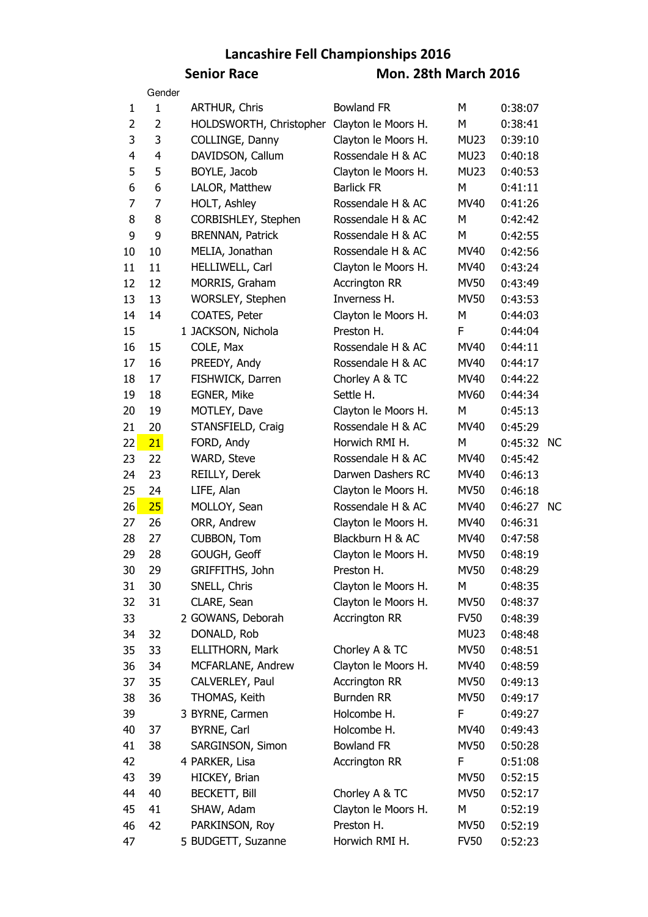# Lancashire Fell Championships 2016

## Senior Race — Mon. 28th March 2016

| | Gender | | Name | Club | Cat | Time | |
|---|---|---|---|---|---|---|---|
| 1 | 1 | | ARTHUR, Chris | Bowland FR | M | 0:38:07 | |
| 2 | 2 | | HOLDSWORTH, Christopher | Clayton le Moors H. | M | 0:38:41 | |
| 3 | 3 | | COLLINGE, Danny | Clayton le Moors H. | MU23 | 0:39:10 | |
| 4 | 4 | | DAVIDSON, Callum | Rossendale H & AC | MU23 | 0:40:18 | |
| 5 | 5 | | BOYLE, Jacob | Clayton le Moors H. | MU23 | 0:40:53 | |
| 6 | 6 | | LALOR, Matthew | Barlick FR | M | 0:41:11 | |
| 7 | 7 | | HOLT, Ashley | Rossendale H & AC | MV40 | 0:41:26 | |
| 8 | 8 | | CORBISHLEY, Stephen | Rossendale H & AC | M | 0:42:42 | |
| 9 | 9 | | BRENNAN, Patrick | Rossendale H & AC | M | 0:42:55 | |
| 10 | 10 | | MELIA, Jonathan | Rossendale H & AC | MV40 | 0:42:56 | |
| 11 | 11 | | HELLIWELL, Carl | Clayton le Moors H. | MV40 | 0:43:24 | |
| 12 | 12 | | MORRIS, Graham | Accrington RR | MV50 | 0:43:49 | |
| 13 | 13 | | WORSLEY, Stephen | Inverness H. | MV50 | 0:43:53 | |
| 14 | 14 | | COATES, Peter | Clayton le Moors H. | M | 0:44:03 | |
| 15 | | 1 | JACKSON, Nichola | Preston H. | F | 0:44:04 | |
| 16 | 15 | | COLE, Max | Rossendale H & AC | MV40 | 0:44:11 | |
| 17 | 16 | | PREEDY, Andy | Rossendale H & AC | MV40 | 0:44:17 | |
| 18 | 17 | | FISHWICK, Darren | Chorley A & TC | MV40 | 0:44:22 | |
| 19 | 18 | | EGNER, Mike | Settle H. | MV60 | 0:44:34 | |
| 20 | 19 | | MOTLEY, Dave | Clayton le Moors H. | M | 0:45:13 | |
| 21 | 20 | | STANSFIELD, Craig | Rossendale H & AC | MV40 | 0:45:29 | |
| 22 | 21 | | FORD, Andy | Horwich RMI H. | M | 0:45:32 | NC |
| 23 | 22 | | WARD, Steve | Rossendale H & AC | MV40 | 0:45:42 | |
| 24 | 23 | | REILLY, Derek | Darwen Dashers RC | MV40 | 0:46:13 | |
| 25 | 24 | | LIFE, Alan | Clayton le Moors H. | MV50 | 0:46:18 | |
| 26 | 25 | | MOLLOY, Sean | Rossendale H & AC | MV40 | 0:46:27 | NC |
| 27 | 26 | | ORR, Andrew | Clayton le Moors H. | MV40 | 0:46:31 | |
| 28 | 27 | | CUBBON, Tom | Blackburn H & AC | MV40 | 0:47:58 | |
| 29 | 28 | | GOUGH, Geoff | Clayton le Moors H. | MV50 | 0:48:19 | |
| 30 | 29 | | GRIFFITHS, John | Preston H. | MV50 | 0:48:29 | |
| 31 | 30 | | SNELL, Chris | Clayton le Moors H. | M | 0:48:35 | |
| 32 | 31 | | CLARE, Sean | Clayton le Moors H. | MV50 | 0:48:37 | |
| 33 | | 2 | GOWANS, Deborah | Accrington RR | FV50 | 0:48:39 | |
| 34 | 32 | | DONALD, Rob | | MU23 | 0:48:48 | |
| 35 | 33 | | ELLITHORN, Mark | Chorley A & TC | MV50 | 0:48:51 | |
| 36 | 34 | | MCFARLANE, Andrew | Clayton le Moors H. | MV40 | 0:48:59 | |
| 37 | 35 | | CALVERLEY, Paul | Accrington RR | MV50 | 0:49:13 | |
| 38 | 36 | | THOMAS, Keith | Burnden RR | MV50 | 0:49:17 | |
| 39 | | 3 | BYRNE, Carmen | Holcombe H. | F | 0:49:27 | |
| 40 | 37 | | BYRNE, Carl | Holcombe H. | MV40 | 0:49:43 | |
| 41 | 38 | | SARGINSON, Simon | Bowland FR | MV50 | 0:50:28 | |
| 42 | | 4 | PARKER, Lisa | Accrington RR | F | 0:51:08 | |
| 43 | 39 | | HICKEY, Brian | | MV50 | 0:52:15 | |
| 44 | 40 | | BECKETT, Bill | Chorley A & TC | MV50 | 0:52:17 | |
| 45 | 41 | | SHAW, Adam | Clayton le Moors H. | M | 0:52:19 | |
| 46 | 42 | | PARKINSON, Roy | Preston H. | MV50 | 0:52:19 | |
| 47 | | 5 | BUDGETT, Suzanne | Horwich RMI H. | FV50 | 0:52:23 | |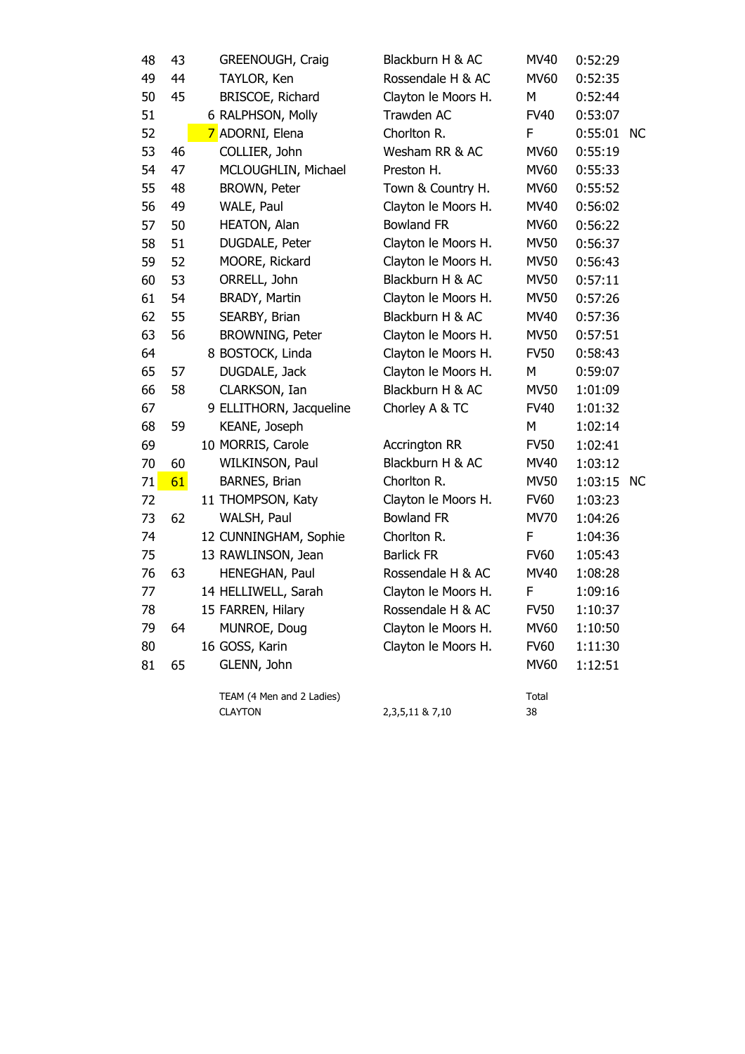| | | | | | | |
|---|---|---|---|---|---|---|
| 48 | 43 | GREENOUGH, Craig | Blackburn H & AC | MV40 | 0:52:29 | |
| 49 | 44 | TAYLOR, Ken | Rossendale H & AC | MV60 | 0:52:35 | |
| 50 | 45 | BRISCOE, Richard | Clayton le Moors H. | M | 0:52:44 | |
| 51 | 6 | RALPHSON, Molly | Trawden AC | FV40 | 0:53:07 | |
| 52 | 7 | ADORNI, Elena | Chorlton R. | F | 0:55:01 | NC |
| 53 | 46 | COLLIER, John | Wesham RR & AC | MV60 | 0:55:19 | |
| 54 | 47 | MCLOUGHLIN, Michael | Preston H. | MV60 | 0:55:33 | |
| 55 | 48 | BROWN, Peter | Town & Country H. | MV60 | 0:55:52 | |
| 56 | 49 | WALE, Paul | Clayton le Moors H. | MV40 | 0:56:02 | |
| 57 | 50 | HEATON, Alan | Bowland FR | MV60 | 0:56:22 | |
| 58 | 51 | DUGDALE, Peter | Clayton le Moors H. | MV50 | 0:56:37 | |
| 59 | 52 | MOORE, Rickard | Clayton le Moors H. | MV50 | 0:56:43 | |
| 60 | 53 | ORRELL, John | Blackburn H & AC | MV50 | 0:57:11 | |
| 61 | 54 | BRADY, Martin | Clayton le Moors H. | MV50 | 0:57:26 | |
| 62 | 55 | SEARBY, Brian | Blackburn H & AC | MV40 | 0:57:36 | |
| 63 | 56 | BROWNING, Peter | Clayton le Moors H. | MV50 | 0:57:51 | |
| 64 | 8 | BOSTOCK, Linda | Clayton le Moors H. | FV50 | 0:58:43 | |
| 65 | 57 | DUGDALE, Jack | Clayton le Moors H. | M | 0:59:07 | |
| 66 | 58 | CLARKSON, Ian | Blackburn H & AC | MV50 | 1:01:09 | |
| 67 | 9 | ELLITHORN, Jacqueline | Chorley A & TC | FV40 | 1:01:32 | |
| 68 | 59 | KEANE, Joseph | | M | 1:02:14 | |
| 69 | 10 | MORRIS, Carole | Accrington RR | FV50 | 1:02:41 | |
| 70 | 60 | WILKINSON, Paul | Blackburn H & AC | MV40 | 1:03:12 | |
| 71 | 61 | BARNES, Brian | Chorlton R. | MV50 | 1:03:15 | NC |
| 72 | 11 | THOMPSON, Katy | Clayton le Moors H. | FV60 | 1:03:23 | |
| 73 | 62 | WALSH, Paul | Bowland FR | MV70 | 1:04:26 | |
| 74 | 12 | CUNNINGHAM, Sophie | Chorlton R. | F | 1:04:36 | |
| 75 | 13 | RAWLINSON, Jean | Barlick FR | FV60 | 1:05:43 | |
| 76 | 63 | HENEGHAN, Paul | Rossendale H & AC | MV40 | 1:08:28 | |
| 77 | 14 | HELLIWELL, Sarah | Clayton le Moors H. | F | 1:09:16 | |
| 78 | 15 | FARREN, Hilary | Rossendale H & AC | FV50 | 1:10:37 | |
| 79 | 64 | MUNROE, Doug | Clayton le Moors H. | MV60 | 1:10:50 | |
| 80 | 16 | GOSS, Karin | Clayton le Moors H. | FV60 | 1:11:30 | |
| 81 | 65 | GLENN, John | | MV60 | 1:12:51 | |

| TEAM (4 Men and 2 Ladies) | | Total |
|---|---|---|
| CLAYTON | 2,3,5,11 & 7,10 | 38 |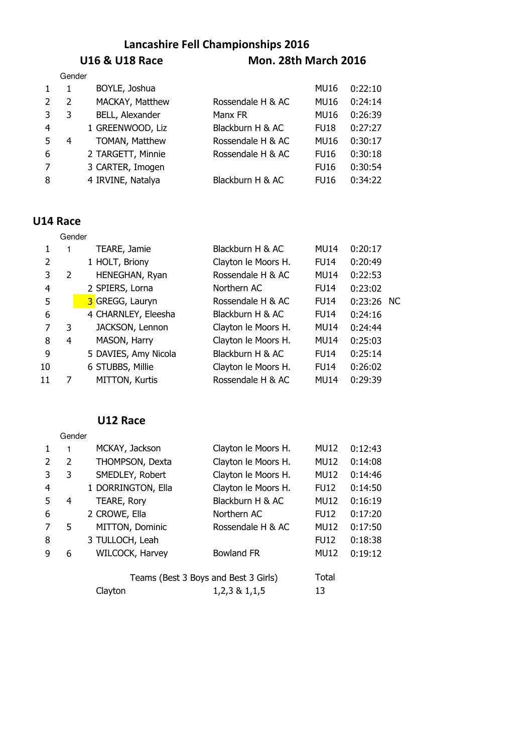## Lancashire Fell Championships 2016

### U16 & U18 Race — Mon. 28th March 2016

| | Gender | | | | | |
|---|---|---|---|---|---|---|
| 1 | 1 | BOYLE, Joshua | | MU16 | 0:22:10 | |
| 2 | 2 | MACKAY, Matthew | Rossendale H & AC | MU16 | 0:24:14 | |
| 3 | 3 | BELL, Alexander | Manx FR | MU16 | 0:26:39 | |
| 4 | 1 | GREENWOOD, Liz | Blackburn H & AC | FU18 | 0:27:27 | |
| 5 | 4 | TOMAN, Matthew | Rossendale H & AC | MU16 | 0:30:17 | |
| 6 | 2 | TARGETT, Minnie | Rossendale H & AC | FU16 | 0:30:18 | |
| 7 | 3 | CARTER, Imogen | | FU16 | 0:30:54 | |
| 8 | 4 | IRVINE, Natalya | Blackburn H & AC | FU16 | 0:34:22 | |

### U14 Race

| | Gender | | | | | |
|---|---|---|---|---|---|---|
| 1 | 1 | TEARE, Jamie | Blackburn H & AC | MU14 | 0:20:17 | |
| 2 | 1 | HOLT, Briony | Clayton le Moors H. | FU14 | 0:20:49 | |
| 3 | 2 | HENEGHAN, Ryan | Rossendale H & AC | MU14 | 0:22:53 | |
| 4 | 2 | SPIERS, Lorna | Northern AC | FU14 | 0:23:02 | |
| 5 | 3 | GREGG, Lauryn | Rossendale H & AC | FU14 | 0:23:26 | NC |
| 6 | 4 | CHARNLEY, Eleesha | Blackburn H & AC | FU14 | 0:24:16 | |
| 7 | 3 | JACKSON, Lennon | Clayton le Moors H. | MU14 | 0:24:44 | |
| 8 | 4 | MASON, Harry | Clayton le Moors H. | MU14 | 0:25:03 | |
| 9 | 5 | DAVIES, Amy Nicola | Blackburn H & AC | FU14 | 0:25:14 | |
| 10 | 6 | STUBBS, Millie | Clayton le Moors H. | FU14 | 0:26:02 | |
| 11 | 7 | MITTON, Kurtis | Rossendale H & AC | MU14 | 0:29:39 | |

### U12 Race

| | Gender | | | | |
|---|---|---|---|---|---|
| 1 | 1 | MCKAY, Jackson | Clayton le Moors H. | MU12 | 0:12:43 |
| 2 | 2 | THOMPSON, Dexta | Clayton le Moors H. | MU12 | 0:14:08 |
| 3 | 3 | SMEDLEY, Robert | Clayton le Moors H. | MU12 | 0:14:46 |
| 4 | 1 | DORRINGTON, Ella | Clayton le Moors H. | FU12 | 0:14:50 |
| 5 | 4 | TEARE, Rory | Blackburn H & AC | MU12 | 0:16:19 |
| 6 | 2 | CROWE, Ella | Northern AC | FU12 | 0:17:20 |
| 7 | 5 | MITTON, Dominic | Rossendale H & AC | MU12 | 0:17:50 |
| 8 | 3 | TULLOCH, Leah | | FU12 | 0:18:38 |
| 9 | 6 | WILCOCK, Harvey | Bowland FR | MU12 | 0:19:12 |

| Teams (Best 3 Boys and Best 3 Girls) | | Total |
|---|---|---|
| Clayton | 1,2,3 & 1,1,5 | 13 |